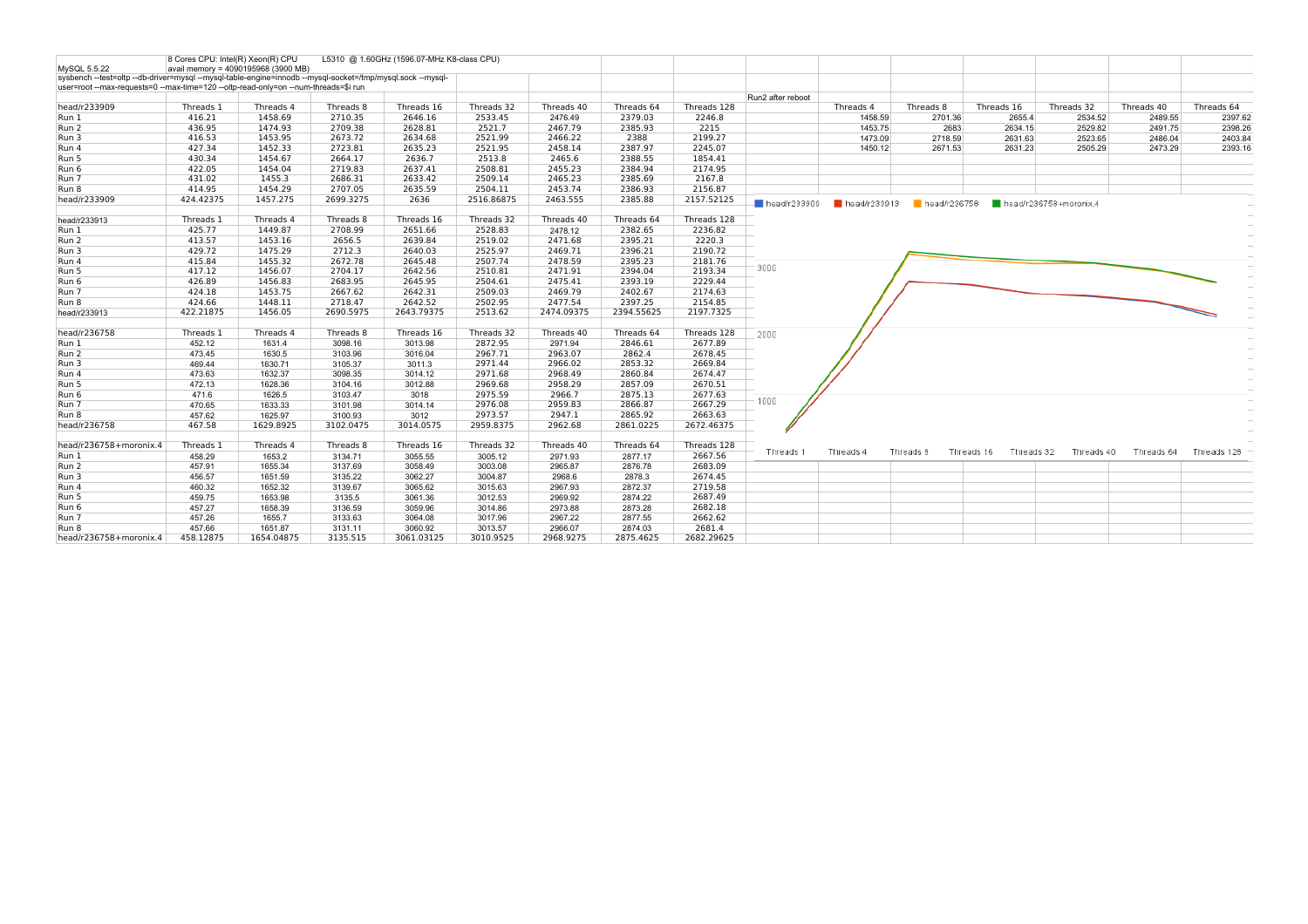| MySQL 5.5.22 | 8 Cores CPU: Intel(R) Xeon(R) CPU L5310 @ 1.60GHz (1596.07-MHz K8-class CPU) avail memory = 4090195968 (3900 MB) | | | | | | | |
|---|---|---|---|---|---|---|---|---|
| sysbench --test=oltp --db-driver=mysql --mysql-table-engine=innodb --mysql-socket=/tmp/mysql.sock --mysql-user=root --max-requests=0 --max-time=120 --oltp-read-only=on --num-threads=$i run | | | | | | | | |
| head/r233909 | Threads 1 | Threads 4 | Threads 8 | Threads 16 | Threads 32 | Threads 40 | Threads 64 | Threads 128 |
| Run 1 | 416.21 | 1458.69 | 2710.35 | 2646.16 | 2533.45 | 2476.49 | 2379.03 | 2246.8 |
| Run 2 | 436.95 | 1474.93 | 2709.38 | 2628.81 | 2521.7 | 2467.79 | 2385.93 | 2215 |
| Run 3 | 416.53 | 1453.95 | 2673.72 | 2634.68 | 2521.99 | 2466.22 | 2388 | 2199.27 |
| Run 4 | 427.34 | 1452.33 | 2723.81 | 2635.23 | 2521.95 | 2458.14 | 2387.97 | 2245.07 |
| Run 5 | 430.34 | 1454.67 | 2664.17 | 2636.7 | 2513.8 | 2465.6 | 2388.55 | 1854.41 |
| Run 6 | 422.05 | 1454.04 | 2719.83 | 2637.41 | 2508.81 | 2455.23 | 2384.94 | 2174.95 |
| Run 7 | 431.02 | 1455.3 | 2686.31 | 2633.42 | 2509.14 | 2465.23 | 2385.69 | 2167.8 |
| Run 8 | 414.95 | 1454.29 | 2707.05 | 2635.59 | 2504.11 | 2453.74 | 2386.93 | 2156.87 |
| head/r233909 | 424.42375 | 1457.275 | 2699.3275 | 2636 | 2516.86875 | 2463.555 | 2385.88 | 2157.52125 |
| | | | | | | | | |
| head/r233913 | Threads 1 | Threads 4 | Threads 8 | Threads 16 | Threads 32 | Threads 40 | Threads 64 | Threads 128 |
| Run 1 | 425.77 | 1449.87 | 2708.99 | 2651.66 | 2528.83 | 2478.12 | 2382.65 | 2236.82 |
| Run 2 | 413.57 | 1453.16 | 2656.5 | 2639.84 | 2519.02 | 2471.68 | 2395.21 | 2220.3 |
| Run 3 | 429.72 | 1475.29 | 2712.3 | 2640.03 | 2525.97 | 2469.71 | 2396.21 | 2190.72 |
| Run 4 | 415.84 | 1455.32 | 2672.78 | 2645.48 | 2507.74 | 2478.59 | 2395.23 | 2181.76 |
| Run 5 | 417.12 | 1456.07 | 2704.17 | 2642.56 | 2510.81 | 2471.91 | 2394.04 | 2193.34 |
| Run 6 | 426.89 | 1456.83 | 2683.95 | 2645.95 | 2504.61 | 2475.41 | 2393.19 | 2229.44 |
| Run 7 | 424.18 | 1453.75 | 2667.62 | 2642.31 | 2509.03 | 2469.79 | 2402.67 | 2174.63 |
| Run 8 | 424.66 | 1448.11 | 2718.47 | 2642.52 | 2502.95 | 2477.54 | 2397.25 | 2154.85 |
| head/r233913 | 422.21875 | 1456.05 | 2690.5975 | 2643.79375 | 2513.62 | 2474.09375 | 2394.55625 | 2197.7325 |
| | | | | | | | | |
| head/r236758 | Threads 1 | Threads 4 | Threads 8 | Threads 16 | Threads 32 | Threads 40 | Threads 64 | Threads 128 |
| Run 1 | 452.12 | 1631.4 | 3098.16 | 3013.98 | 2872.95 | 2971.94 | 2846.61 | 2677.89 |
| Run 2 | 473.45 | 1630.5 | 3103.96 | 3016.04 | 2967.71 | 2963.07 | 2862.4 | 2678.45 |
| Run 3 | 469.44 | 1630.71 | 3105.37 | 3011.3 | 2971.44 | 2966.02 | 2853.32 | 2669.84 |
| Run 4 | 473.63 | 1632.37 | 3098.35 | 3014.12 | 2971.68 | 2968.49 | 2860.84 | 2674.47 |
| Run 5 | 472.13 | 1628.36 | 3104.16 | 3012.88 | 2969.68 | 2958.29 | 2857.09 | 2670.51 |
| Run 6 | 471.6 | 1626.5 | 3103.47 | 3018 | 2975.59 | 2966.7 | 2875.13 | 2677.63 |
| Run 7 | 470.65 | 1633.33 | 3101.98 | 3014.14 | 2976.08 | 2959.83 | 2866.87 | 2667.29 |
| Run 8 | 457.62 | 1625.97 | 3100.93 | 3012 | 2973.57 | 2947.1 | 2865.92 | 2663.63 |
| head/r236758 | 467.58 | 1629.8925 | 3102.0475 | 3014.0575 | 2959.8375 | 2962.68 | 2861.0225 | 2672.46375 |
| | | | | | | | | |
| head/r236758+moronix.4 | Threads 1 | Threads 4 | Threads 8 | Threads 16 | Threads 32 | Threads 40 | Threads 64 | Threads 128 |
| Run 1 | 458.29 | 1653.2 | 3134.71 | 3055.55 | 3005.12 | 2971.93 | 2877.17 | 2667.56 |
| Run 2 | 457.91 | 1655.34 | 3137.69 | 3058.49 | 3003.08 | 2965.87 | 2876.78 | 2683.09 |
| Run 3 | 456.57 | 1651.59 | 3135.22 | 3062.27 | 3004.87 | 2968.6 | 2878.3 | 2674.45 |
| Run 4 | 460.32 | 1652.32 | 3139.67 | 3065.62 | 3015.63 | 2967.93 | 2872.37 | 2719.58 |
| Run 5 | 459.75 | 1653.98 | 3135.5 | 3061.36 | 3012.53 | 2969.92 | 2874.22 | 2687.49 |
| Run 6 | 457.27 | 1658.39 | 3136.59 | 3059.96 | 3014.86 | 2973.88 | 2873.28 | 2682.18 |
| Run 7 | 457.26 | 1655.7 | 3133.63 | 3064.08 | 3017.96 | 2967.22 | 2877.55 | 2662.62 |
| Run 8 | 457.66 | 1651.87 | 3131.11 | 3060.92 | 3013.57 | 2966.07 | 2874.03 | 2681.4 |
| head/r236758+moronix.4 | 458.12875 | 1654.04875 | 3135.515 | 3061.03125 | 3010.9525 | 2968.9275 | 2875.4625 | 2682.29625 |

| Run2 after reboot | Threads 4 | Threads 8 | Threads 16 | Threads 32 | Threads 40 | Threads 64 |
|---|---|---|---|---|---|---|
| | 1458.59 | 2701.36 | 2655.4 | 2534.52 | 2489.55 | 2397.62 |
| | 1453.75 | 2683 | 2634.15 | 2529.82 | 2491.75 | 2398.26 |
| | 1473.09 | 2718.59 | 2631.63 | 2523.65 | 2486.04 | 2403.84 |
| | 1450.12 | 2671.53 | 2631.23 | 2505.29 | 2473.29 | 2393.16 |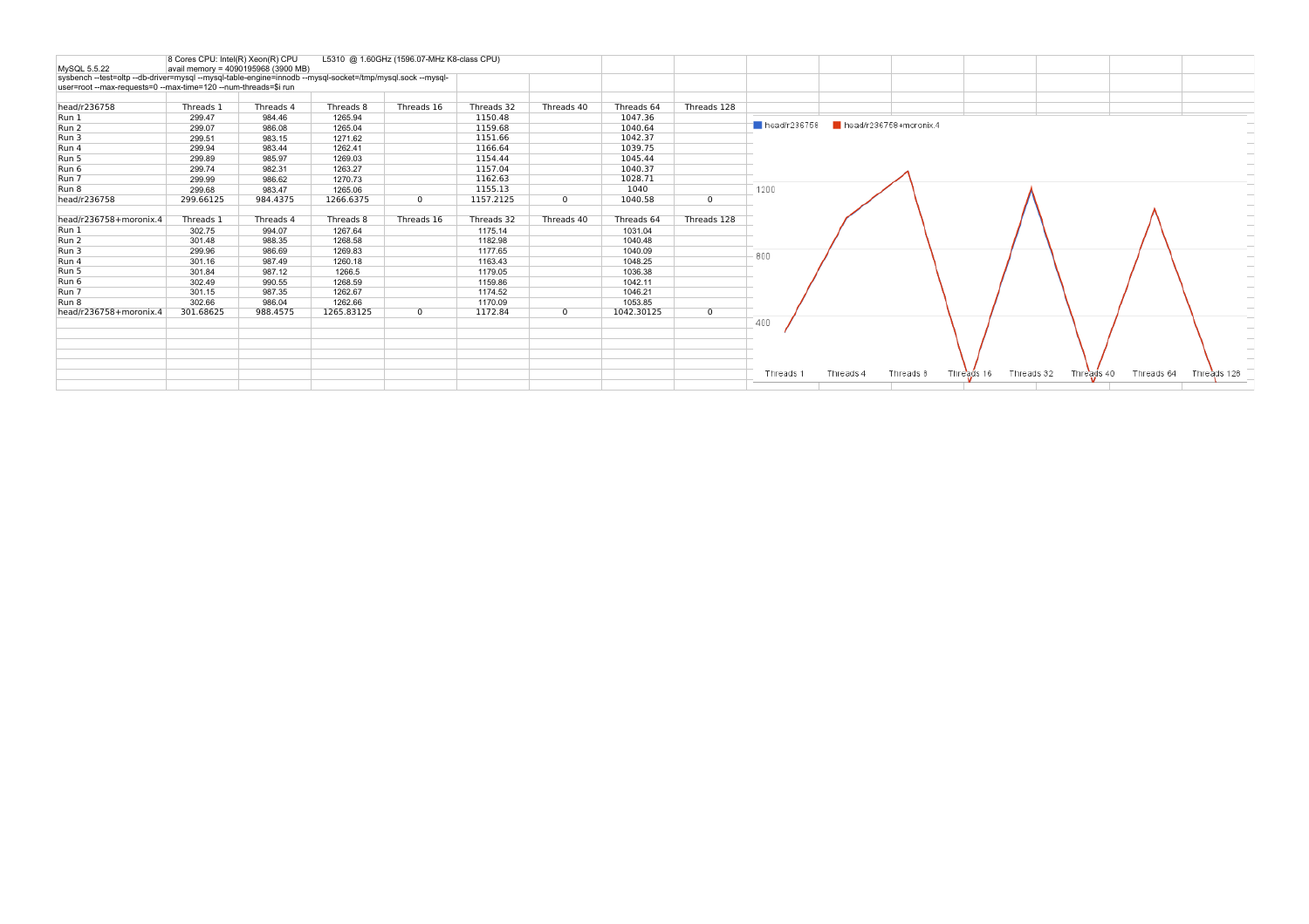MySQL 5.5.22

8 Cores CPU: Intel(R) Xeon(R) CPU L5310 @ 1.60GHz (1596.07-MHz K8-class CPU)
avail memory = 4090195968 (3900 MB)

sysbench --test=oltp --db-driver=mysql --mysql-table-engine=innodb --mysql-socket=/tmp/mysql.sock --mysql-user=root --max-requests=0 --max-time=120 --num-threads=$i run

| head/r236758 | Threads 1 | Threads 4 | Threads 8 | Threads 16 | Threads 32 | Threads 40 | Threads 64 | Threads 128 |
|---|---|---|---|---|---|---|---|---|
| Run 1 | 299.47 | 984.46 | 1265.94 | | 1150.48 | | 1047.36 | |
| Run 2 | 299.07 | 986.08 | 1265.04 | | 1159.68 | | 1040.64 | |
| Run 3 | 299.51 | 983.15 | 1271.62 | | 1151.66 | | 1042.37 | |
| Run 4 | 299.94 | 983.44 | 1262.41 | | 1166.64 | | 1039.75 | |
| Run 5 | 299.89 | 985.97 | 1269.03 | | 1154.44 | | 1045.44 | |
| Run 6 | 299.74 | 982.31 | 1263.27 | | 1157.04 | | 1040.37 | |
| Run 7 | 299.99 | 986.62 | 1270.73 | | 1162.63 | | 1028.71 | |
| Run 8 | 299.68 | 983.47 | 1265.06 | | 1155.13 | | 1040 | |
| head/r236758 | 299.66125 | 984.4375 | 1266.6375 | 0 | 1157.2125 | 0 | 1040.58 | 0 |

| head/r236758+moronix.4 | Threads 1 | Threads 4 | Threads 8 | Threads 16 | Threads 32 | Threads 40 | Threads 64 | Threads 128 |
|---|---|---|---|---|---|---|---|---|
| Run 1 | 302.75 | 994.07 | 1267.64 | | 1175.14 | | 1031.04 | |
| Run 2 | 301.48 | 988.35 | 1268.58 | | 1182.98 | | 1040.48 | |
| Run 3 | 299.96 | 986.69 | 1269.83 | | 1177.65 | | 1040.09 | |
| Run 4 | 301.16 | 987.49 | 1260.18 | | 1163.43 | | 1048.25 | |
| Run 5 | 301.84 | 987.12 | 1266.5 | | 1179.05 | | 1036.38 | |
| Run 6 | 302.49 | 990.55 | 1268.59 | | 1159.86 | | 1042.11 | |
| Run 7 | 301.15 | 987.35 | 1262.67 | | 1174.52 | | 1046.21 | |
| Run 8 | 302.66 | 986.04 | 1262.66 | | 1170.09 | | 1053.85 | |
| head/r236758+moronix.4 | 301.68625 | 988.4575 | 1265.83125 | 0 | 1172.84 | 0 | 1042.30125 | 0 |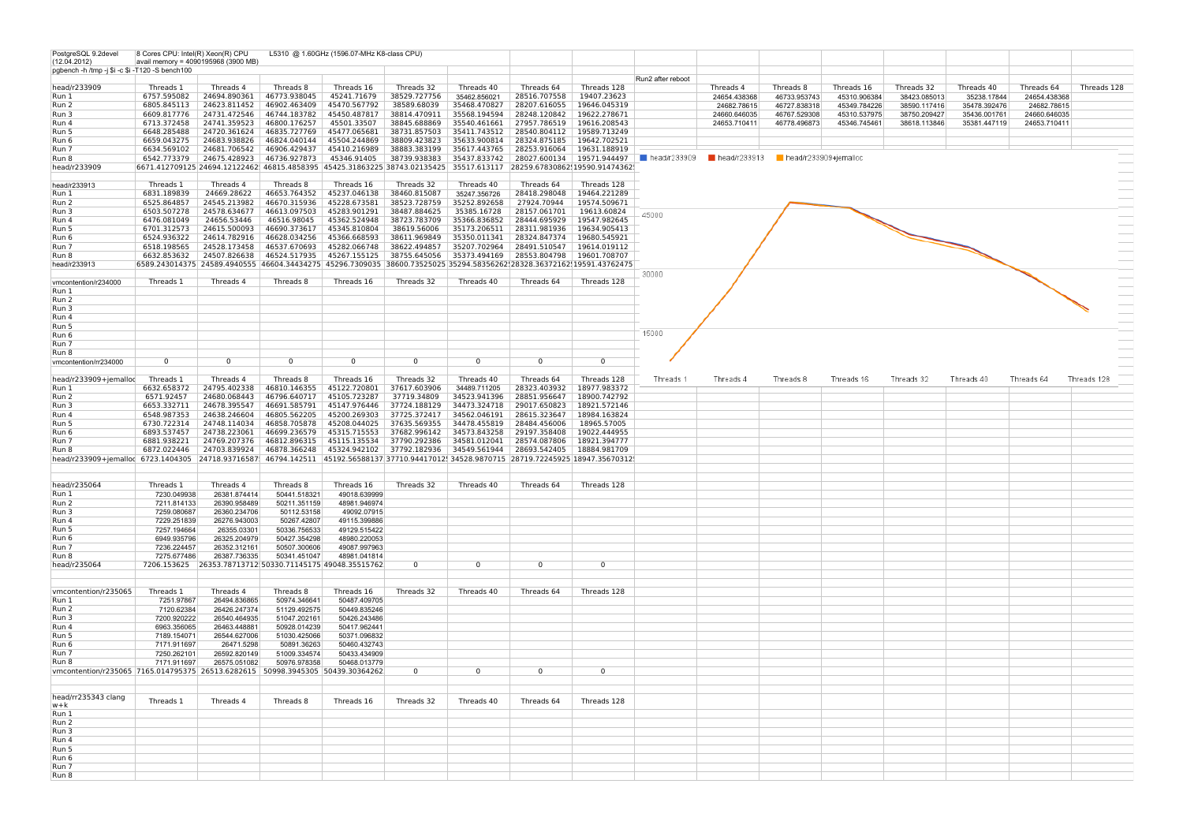PostgreSQL 9.2devel (12.04.2012)

8 Cores CPU: Intel(R) Xeon(R) CPU L5310 @ 1.60GHz (1596.07-MHz K8-class CPU)

avail memory = 4090195968 (3900 MB)

pgbench -h /tmp -j $i -c $i -T120 -S bench100

| head/r233909 | Threads 1 | Threads 4 | Threads 8 | Threads 16 | Threads 32 | Threads 40 | Threads 64 | Threads 128 |
|---|---|---|---|---|---|---|---|---|
| Run 1 | 6757.595082 | 24694.890361 | 46773.938045 | 45241.71679 | 38529.727756 | 35462.856021 | 28516.707558 | 19407.23623 |
| Run 2 | 6805.845113 | 24623.811452 | 46902.463409 | 45470.567792 | 38589.68039 | 35468.470827 | 28207.616055 | 19646.045319 |
| Run 3 | 6609.817776 | 24731.472546 | 46744.183782 | 45450.487817 | 38814.470911 | 35568.194594 | 28248.120842 | 19622.278671 |
| Run 4 | 6713.372458 | 24741.359523 | 46800.176257 | 45501.33507 | 38845.688869 | 35540.461661 | 27957.786519 | 19616.208543 |
| Run 5 | 6648.285488 | 24720.361624 | 46835.727769 | 45477.065681 | 38731.857503 | 35411.743512 | 28540.804112 | 19589.713249 |
| Run 6 | 6659.043275 | 24683.938826 | 46824.040144 | 45504.244869 | 38809.423823 | 35633.900814 | 28324.875185 | 19642.702521 |
| Run 7 | 6634.569102 | 24681.706542 | 46906.429437 | 45410.216989 | 38883.383199 | 35617.443765 | 28253.916064 | 19631.188919 |
| Run 8 | 6542.773379 | 24675.428923 | 46736.927873 | 45346.91405 | 38739.938383 | 35437.833742 | 28027.600134 | 19571.944497 |
| head/r233909 | 6671.412709125 | 24694.12122462 | 46815.4858395 | 45425.31863225 | 38743.02135425 | 35517.613117 | 28259.67830862 | 19590.91474362 |

| Run2 after reboot | Threads 4 | Threads 8 | Threads 16 | Threads 32 | Threads 40 | Threads 64 | Threads 128 |
|---|---|---|---|---|---|---|---|
| | 24654.438368 | 46733.953743 | 45310.906384 | 38423.085013 | 35238.17844 | 24654.438368 | |
| | 24682.78615 | 46727.838318 | 45349.784226 | 38590.117416 | 35478.392476 | 24682.78615 | |
| | 24660.646035 | 46767.529308 | 45310.537975 | 38750.209427 | 35436.001761 | 24660.646035 | |
| | 24653.710411 | 46778.496873 | 45346.745461 | 38618.113846 | 35381.447119 | 24653.710411 | |

| head/r233913 | Threads 1 | Threads 4 | Threads 8 | Threads 16 | Threads 32 | Threads 40 | Threads 64 | Threads 128 |
|---|---|---|---|---|---|---|---|---|
| Run 1 | 6831.189839 | 24669.28622 | 46653.764352 | 45237.046138 | 38460.815087 | 35247.356726 | 28418.298048 | 19464.221289 |
| Run 2 | 6525.864857 | 24545.213982 | 46670.315936 | 45228.673581 | 38523.728759 | 35252.892658 | 27924.70944 | 19574.509671 |
| Run 3 | 6503.507278 | 24578.634677 | 46613.097503 | 45283.901291 | 38487.884625 | 35385.16728 | 28157.061701 | 19613.60824 |
| Run 4 | 6476.081049 | 24656.53446 | 46516.98045 | 45362.524948 | 38723.783709 | 35366.836852 | 28444.695929 | 19547.982645 |
| Run 5 | 6701.312573 | 24615.500093 | 46690.373617 | 45345.810804 | 38619.56006 | 35173.206511 | 28311.981936 | 19634.905413 |
| Run 6 | 6524.936322 | 24614.782916 | 46628.034256 | 45366.668593 | 38611.969849 | 35350.011341 | 28324.847374 | 19680.545921 |
| Run 7 | 6518.198565 | 24528.173458 | 46537.670693 | 45282.066748 | 38622.494857 | 35207.702964 | 28491.510547 | 19614.019112 |
| Run 8 | 6632.853632 | 24507.826638 | 46524.517935 | 45267.155125 | 38755.645056 | 35373.494169 | 28553.804798 | 19601.708707 |
| head/r233913 | 6589.243014375 | 24589.4940555 | 46604.34434275 | 45296.7309035 | 38600.73525025 | 35294.58356262 | 28328.36372162 | 19591.43762475 |

| vmcontention/r234000 | Threads 1 | Threads 4 | Threads 8 | Threads 16 | Threads 32 | Threads 40 | Threads 64 | Threads 128 |
|---|---|---|---|---|---|---|---|---|
| Run 1 | | | | | | | | |
| Run 2 | | | | | | | | |
| Run 3 | | | | | | | | |
| Run 4 | | | | | | | | |
| Run 5 | | | | | | | | |
| Run 6 | | | | | | | | |
| Run 7 | | | | | | | | |
| Run 8 | | | | | | | | |
| vmcontention/rr234000 | 0 | 0 | 0 | 0 | 0 | 0 | 0 | 0 |

| head/r233909+jemalloc | Threads 1 | Threads 4 | Threads 8 | Threads 16 | Threads 32 | Threads 40 | Threads 64 | Threads 128 |
|---|---|---|---|---|---|---|---|---|
| Run 1 | 6632.658372 | 24795.402338 | 46810.146355 | 45122.720801 | 37617.603906 | 34489.711205 | 28323.403932 | 18977.983372 |
| Run 2 | 6571.92457 | 24680.068443 | 46796.640717 | 45105.723287 | 37719.34809 | 34523.941396 | 28851.956647 | 18900.742792 |
| Run 3 | 6653.332711 | 24678.395547 | 46691.585791 | 45147.976446 | 37724.188129 | 34473.324718 | 29017.650823 | 18921.572146 |
| Run 4 | 6548.987353 | 24638.246604 | 46805.562205 | 45200.269303 | 37725.372417 | 34562.046191 | 28615.323647 | 18984.163824 |
| Run 5 | 6730.722314 | 24748.114034 | 46858.705878 | 45208.044025 | 37635.569355 | 34478.455819 | 28484.456006 | 18965.57005 |
| Run 6 | 6893.537457 | 24738.223061 | 46699.236579 | 45315.715553 | 37682.996142 | 34573.843258 | 29197.358408 | 19022.444955 |
| Run 7 | 6881.938221 | 24769.207376 | 46812.896315 | 45115.135534 | 37790.292386 | 34581.012041 | 28574.087806 | 18921.394777 |
| Run 8 | 6872.022446 | 24703.839924 | 46878.366248 | 45324.942102 | 37792.182936 | 34549.561944 | 28693.542405 | 18884.981709 |
| head/r233909+jemalloc | 6723.1404305 | 24718.93716587 | 46794.142511 | 45192.56588137 | 37710.94417012 | 34528.9870715 | 28719.72245925 | 18947.35670312 |

| head/r235064 | Threads 1 | Threads 4 | Threads 8 | Threads 16 | Threads 32 | Threads 40 | Threads 64 | Threads 128 |
|---|---|---|---|---|---|---|---|---|
| Run 1 | 7230.049938 | 26381.874414 | 50441.518321 | 49018.639999 | | | | |
| Run 2 | 7211.814133 | 26390.958489 | 50211.351159 | 48981.946974 | | | | |
| Run 3 | 7259.080687 | 26360.234706 | 50112.53158 | 49092.07915 | | | | |
| Run 4 | 7229.251839 | 26276.943003 | 50267.42807 | 49115.399886 | | | | |
| Run 5 | 7257.194664 | 26355.03301 | 50336.756533 | 49129.515422 | | | | |
| Run 6 | 6949.935796 | 26325.204979 | 50427.354298 | 48980.220053 | | | | |
| Run 7 | 7236.224457 | 26352.312161 | 50507.300606 | 49087.997963 | | | | |
| Run 8 | 7275.677486 | 26387.736335 | 50341.451047 | 48981.041814 | | | | |
| head/r235064 | 7206.153625 | 26353.78713712 | 50330.71145175 | 49048.35515762 | 0 | 0 | 0 | 0 |

| vmcontention/r235065 | Threads 1 | Threads 4 | Threads 8 | Threads 16 | Threads 32 | Threads 40 | Threads 64 | Threads 128 |
|---|---|---|---|---|---|---|---|---|
| Run 1 | 7251.97867 | 26494.836865 | 50974.346641 | 50487.409705 | | | | |
| Run 2 | 7120.62384 | 26426.247374 | 51129.492575 | 50449.835246 | | | | |
| Run 3 | 7200.920222 | 26540.464935 | 51047.202161 | 50426.243486 | | | | |
| Run 4 | 6963.356065 | 26463.448881 | 50928.014239 | 50417.962441 | | | | |
| Run 5 | 7189.154071 | 26544.627006 | 51030.425066 | 50371.096832 | | | | |
| Run 6 | 7171.911697 | 26471.5298 | 50891.36263 | 50460.432743 | | | | |
| Run 7 | 7250.262101 | 26592.820149 | 51009.334574 | 50433.434909 | | | | |
| Run 8 | 7171.911697 | 26575.051082 | 50976.978358 | 50468.013779 | | | | |
| vmcontention/r235065 | 7165.014795375 | 26513.6282615 | 50998.3945305 | 50439.30364262 | 0 | 0 | 0 | 0 |

| head/rr235343 clang w+k | Threads 1 | Threads 4 | Threads 8 | Threads 16 | Threads 32 | Threads 40 | Threads 64 | Threads 128 |
|---|---|---|---|---|---|---|---|---|
| Run 1 | | | | | | | | |
| Run 2 | | | | | | | | |
| Run 3 | | | | | | | | |
| Run 4 | | | | | | | | |
| Run 5 | | | | | | | | |
| Run 6 | | | | | | | | |
| Run 7 | | | | | | | | |
| Run 8 | | | | | | | | |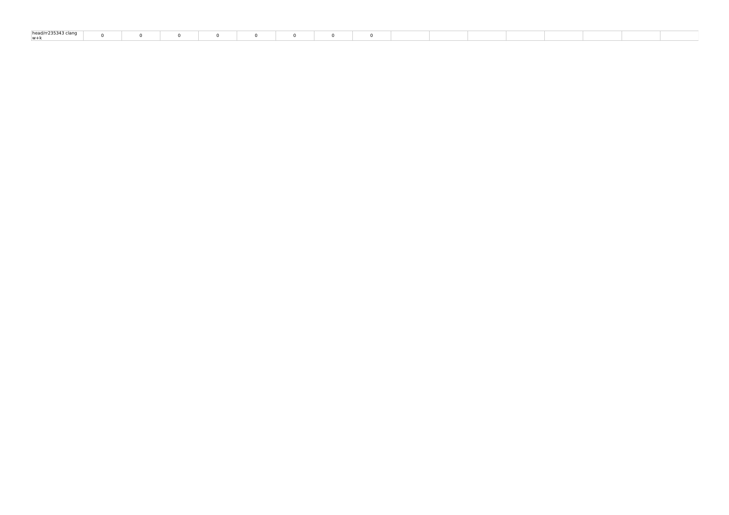| head/rr235343 clang w+k | 0 | 0 | 0 | 0 | 0 | 0 | 0 | 0 | | | | | | | | |
|---|---|---|---|---|---|---|---|---|---|---|---|---|---|---|---|---|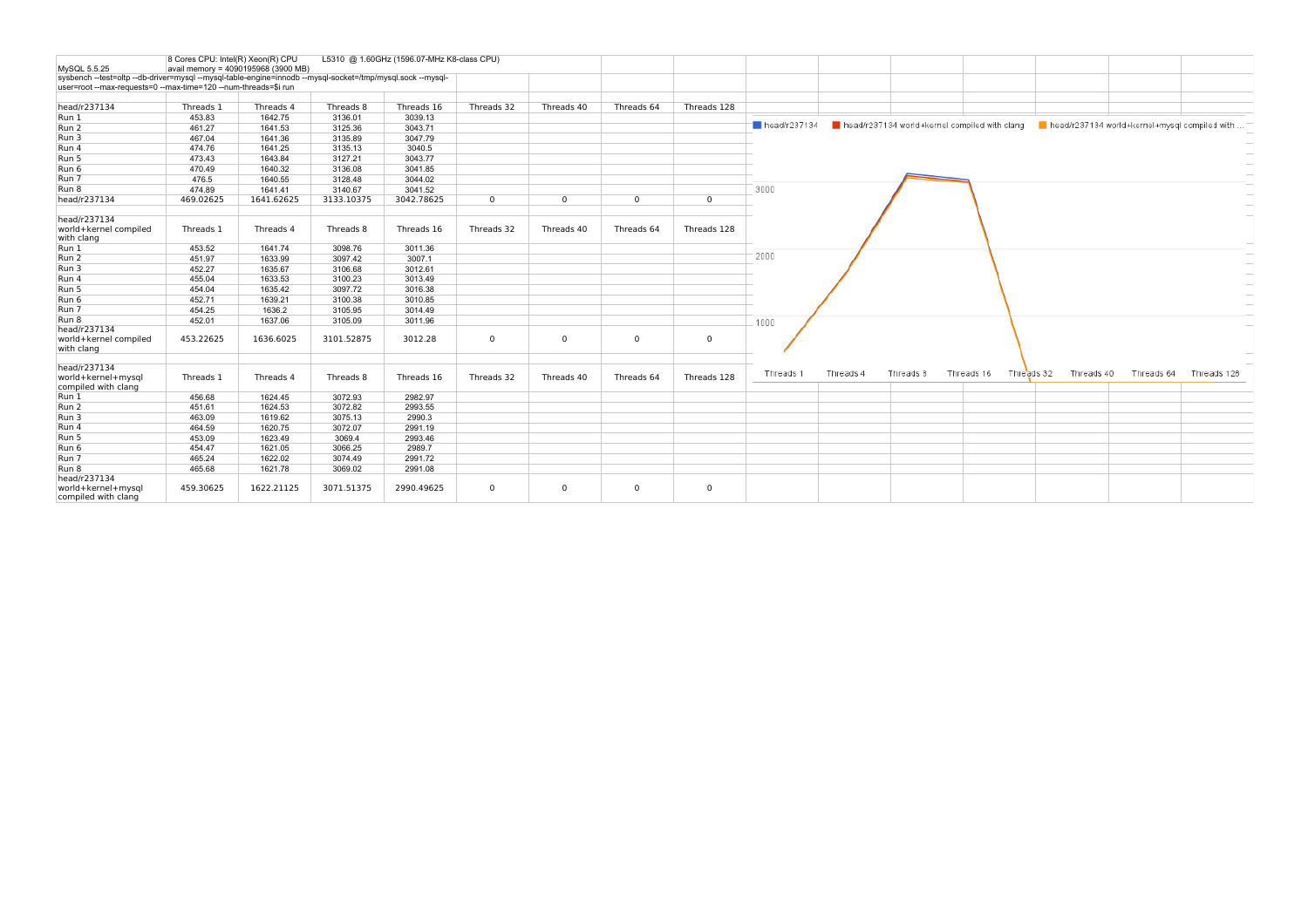MySQL 5.5.25

8 Cores CPU: Intel(R) Xeon(R) CPU L5310 @ 1.60GHz (1596.07-MHz K8-class CPU)
avail memory = 4090195968 (3900 MB)

sysbench --test=oltp --db-driver=mysql --mysql-table-engine=innodb --mysql-socket=/tmp/mysql.sock --mysql-user=root --max-requests=0 --max-time=120 --num-threads=$i run

| head/r237134 | Threads 1 | Threads 4 | Threads 8 | Threads 16 | Threads 32 | Threads 40 | Threads 64 | Threads 128 |
|---|---|---|---|---|---|---|---|---|
| Run 1 | 453.83 | 1642.75 | 3136.01 | 3039.13 | | | | |
| Run 2 | 461.27 | 1641.53 | 3125.36 | 3043.71 | | | | |
| Run 3 | 467.04 | 1641.36 | 3135.89 | 3047.79 | | | | |
| Run 4 | 474.76 | 1641.25 | 3135.13 | 3040.5 | | | | |
| Run 5 | 473.43 | 1643.84 | 3127.21 | 3043.77 | | | | |
| Run 6 | 470.49 | 1640.32 | 3136.08 | 3041.85 | | | | |
| Run 7 | 476.5 | 1640.55 | 3128.48 | 3044.02 | | | | |
| Run 8 | 474.89 | 1641.41 | 3140.67 | 3041.52 | | | | |
| head/r237134 | 469.02625 | 1641.62625 | 3133.10375 | 3042.78625 | 0 | 0 | 0 | 0 |

| head/r237134 world+kernel compiled with clang | Threads 1 | Threads 4 | Threads 8 | Threads 16 | Threads 32 | Threads 40 | Threads 64 | Threads 128 |
|---|---|---|---|---|---|---|---|---|
| Run 1 | 453.52 | 1641.74 | 3098.76 | 3011.36 | | | | |
| Run 2 | 451.97 | 1633.99 | 3097.42 | 3007.1 | | | | |
| Run 3 | 452.27 | 1635.67 | 3106.68 | 3012.61 | | | | |
| Run 4 | 455.04 | 1633.53 | 3100.23 | 3013.49 | | | | |
| Run 5 | 454.04 | 1635.42 | 3097.72 | 3016.38 | | | | |
| Run 6 | 452.71 | 1639.21 | 3100.38 | 3010.85 | | | | |
| Run 7 | 454.25 | 1636.2 | 3105.95 | 3014.49 | | | | |
| Run 8 | 452.01 | 1637.06 | 3105.09 | 3011.96 | | | | |
| head/r237134 world+kernel compiled with clang | 453.22625 | 1636.6025 | 3101.52875 | 3012.28 | 0 | 0 | 0 | 0 |

| head/r237134 world+kernel+mysql compiled with clang | Threads 1 | Threads 4 | Threads 8 | Threads 16 | Threads 32 | Threads 40 | Threads 64 | Threads 128 |
|---|---|---|---|---|---|---|---|---|
| Run 1 | 456.68 | 1624.45 | 3072.93 | 2982.97 | | | | |
| Run 2 | 451.61 | 1624.53 | 3072.82 | 2993.55 | | | | |
| Run 3 | 463.09 | 1619.62 | 3075.13 | 2990.3 | | | | |
| Run 4 | 464.59 | 1620.75 | 3072.07 | 2991.19 | | | | |
| Run 5 | 453.09 | 1623.49 | 3069.4 | 2993.46 | | | | |
| Run 6 | 454.47 | 1621.05 | 3066.25 | 2989.7 | | | | |
| Run 7 | 465.24 | 1622.02 | 3074.49 | 2991.72 | | | | |
| Run 8 | 465.68 | 1621.78 | 3069.02 | 2991.08 | | | | |
| head/r237134 world+kernel+mysql compiled with clang | 459.30625 | 1622.21125 | 3071.51375 | 2990.49625 | 0 | 0 | 0 | 0 |

head/r237134
head/r237134 world+kernel compiled with clang
head/r237134 world+kernel+mysql compiled with ...

3000
2000
1000

Threads 1
Threads 4
Threads 8
Threads 16
Threads 32
Threads 40
Threads 64
Threads 128